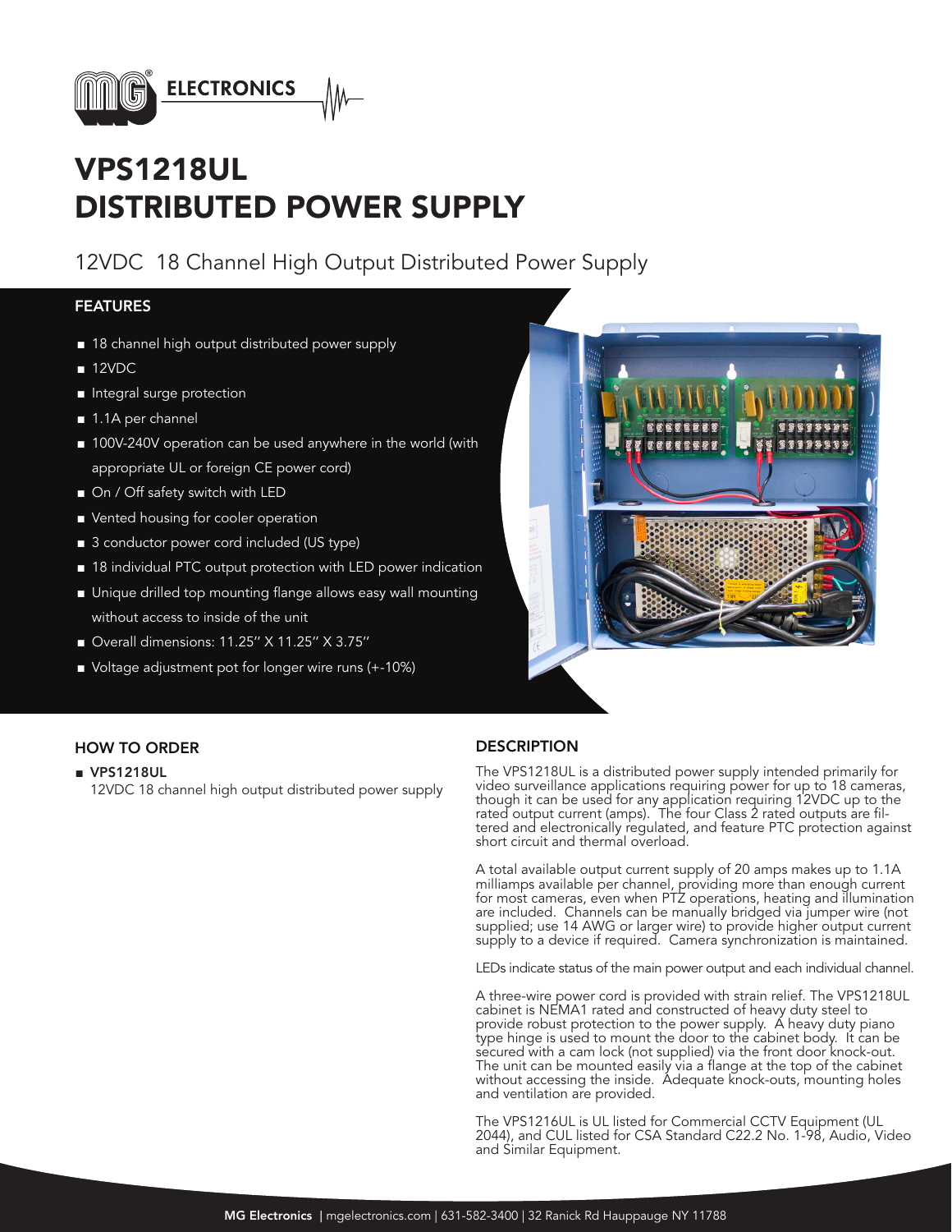# VPS1218UL
# DISTRIBUTED POWER SUPPLY

## 12VDC 18 Channel High Output Distributed Power Supply

### FEATURES

- 18 channel high output distributed power supply
- 12VDC
- Integral surge protection
- 1.1A per channel
- 100V-240V operation can be used anywhere in the world (with appropriate UL or foreign CE power cord)
- On / Off safety switch with LED
- Vented housing for cooler operation
- 3 conductor power cord included (US type)
- 18 individual PTC output protection with LED power indication
- Unique drilled top mounting flange allows easy wall mounting without access to inside of the unit
- Overall dimensions: 11.25" X 11.25" X 3.75"
- Voltage adjustment pot for longer wire runs (+-10%)

### HOW TO ORDER

- **VPS1218UL**
  12VDC 18 channel high output distributed power supply

### DESCRIPTION

The VPS1218UL is a distributed power supply intended primarily for video surveillance applications requiring power for up to 18 cameras, though it can be used for any application requiring 12VDC up to the rated output current (amps). The four Class 2 rated outputs are filtered and electronically regulated, and feature PTC protection against short circuit and thermal overload.

A total available output current supply of 20 amps makes up to 1.1A milliamps available per channel, providing more than enough current for most cameras, even when PTZ operations, heating and illumination are included. Channels can be manually bridged via jumper wire (not supplied; use 14 AWG or larger wire) to provide higher output current supply to a device if required. Camera synchronization is maintained.

LEDs indicate status of the main power output and each individual channel.

A three-wire power cord is provided with strain relief. The VPS1218UL cabinet is NEMA1 rated and constructed of heavy duty steel to provide robust protection to the power supply. A heavy duty piano type hinge is used to mount the door to the cabinet body. It can be secured with a cam lock (not supplied) via the front door knock-out. The unit can be mounted easily via a flange at the top of the cabinet without accessing the inside. Adequate knock-outs, mounting holes and ventilation are provided.

The VPS1216UL is UL listed for Commercial CCTV Equipment (UL 2044), and CUL listed for CSA Standard C22.2 No. 1-98, Audio, Video and Similar Equipment.

**MG Electronics** | mgelectronics.com | 631-582-3400 | 32 Ranick Rd Hauppauge NY 11788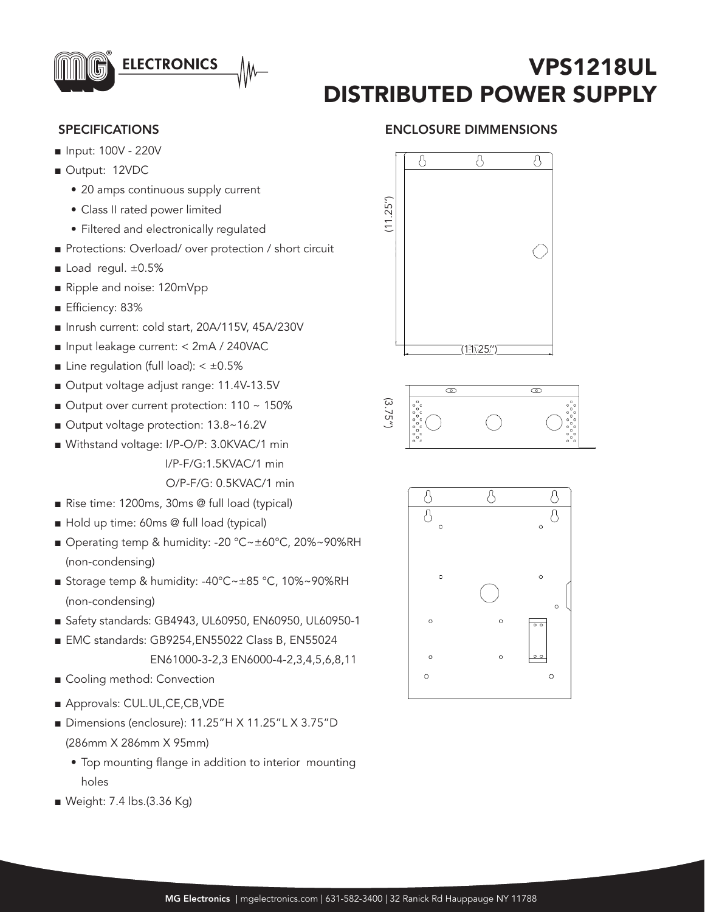# VPS1218UL DISTRIBUTED POWER SUPPLY

## SPECIFICATIONS

- Input: 100V - 220V
- Output: 12VDC
  - 20 amps continuous supply current
  - Class II rated power limited
  - Filtered and electronically regulated
- Protections: Overload/ over protection / short circuit
- Load regul. ±0.5%
- Ripple and noise: 120mVpp
- Efficiency: 83%
- Inrush current: cold start, 20A/115V, 45A/230V
- Input leakage current: < 2mA / 240VAC
- Line regulation (full load): < ±0.5%
- Output voltage adjust range: 11.4V-13.5V
- Output over current protection: 110 ~ 150%
- Output voltage protection: 13.8~16.2V
- Withstand voltage: I/P-O/P: 3.0KVAC/1 min
  I/P-F/G:1.5KVAC/1 min
  O/P-F/G: 0.5KVAC/1 min
- Rise time: 1200ms, 30ms @ full load (typical)
- Hold up time: 60ms @ full load (typical)
- Operating temp & humidity: -20 °C~±60°C, 20%~90%RH (non-condensing)
- Storage temp & humidity: -40°C~±85 °C, 10%~90%RH (non-condensing)
- Safety standards: GB4943, UL60950, EN60950, UL60950-1
- EMC standards: GB9254,EN55022 Class B, EN55024
  EN61000-3-2,3 EN6000-4-2,3,4,5,6,8,11
- Cooling method: Convection
- Approvals: CUL.UL,CE,CB,VDE
- Dimensions (enclosure): 11.25"H X 11.25"L X 3.75"D (286mm X 286mm X 95mm)
  - Top mounting flange in addition to interior mounting holes
- Weight: 7.4 lbs.(3.36 Kg)

## ENCLOSURE DIMMENSIONS

(11.25")

(11.25")

(3.75")